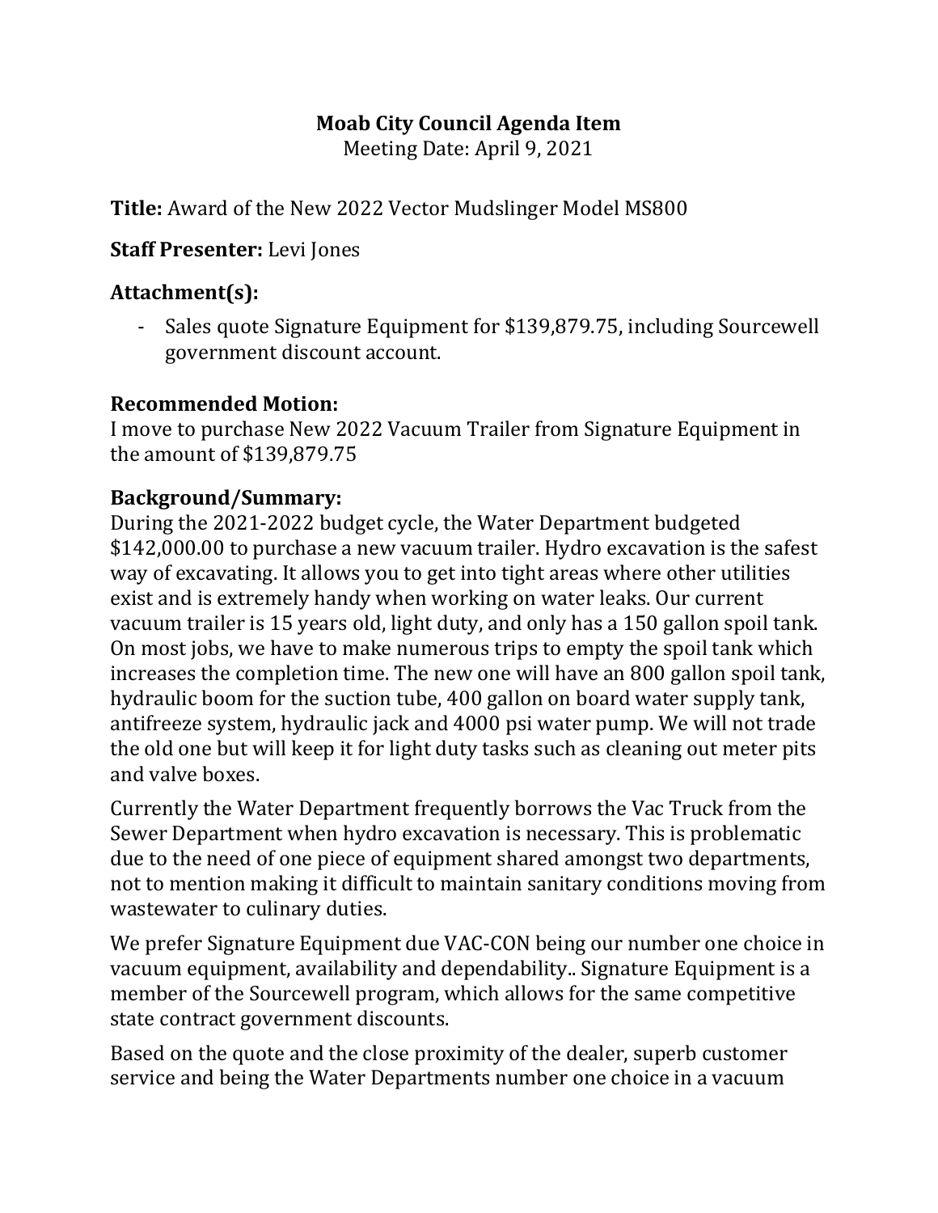**Moab City Council Agenda Item**
Meeting Date: April 9, 2021

**Title:** Award of the New 2022 Vector Mudslinger Model MS800

**Staff Presenter:** Levi Jones

## Attachment(s):

- Sales quote Signature Equipment for $139,879.75, including Sourcewell government discount account.

## Recommended Motion:

I move to purchase New 2022 Vacuum Trailer from Signature Equipment in the amount of $139,879.75

## Background/Summary:

During the 2021-2022 budget cycle, the Water Department budgeted $142,000.00 to purchase a new vacuum trailer. Hydro excavation is the safest way of excavating. It allows you to get into tight areas where other utilities exist and is extremely handy when working on water leaks. Our current vacuum trailer is 15 years old, light duty, and only has a 150 gallon spoil tank. On most jobs, we have to make numerous trips to empty the spoil tank which increases the completion time. The new one will have an 800 gallon spoil tank, hydraulic boom for the suction tube, 400 gallon on board water supply tank, antifreeze system, hydraulic jack and 4000 psi water pump. We will not trade the old one but will keep it for light duty tasks such as cleaning out meter pits and valve boxes.

Currently the Water Department frequently borrows the Vac Truck from the Sewer Department when hydro excavation is necessary. This is problematic due to the need of one piece of equipment shared amongst two departments, not to mention making it difficult to maintain sanitary conditions moving from wastewater to culinary duties.

We prefer Signature Equipment due VAC-CON being our number one choice in vacuum equipment, availability and dependability.. Signature Equipment is a member of the Sourcewell program, which allows for the same competitive state contract government discounts.

Based on the quote and the close proximity of the dealer, superb customer service and being the Water Departments number one choice in a vacuum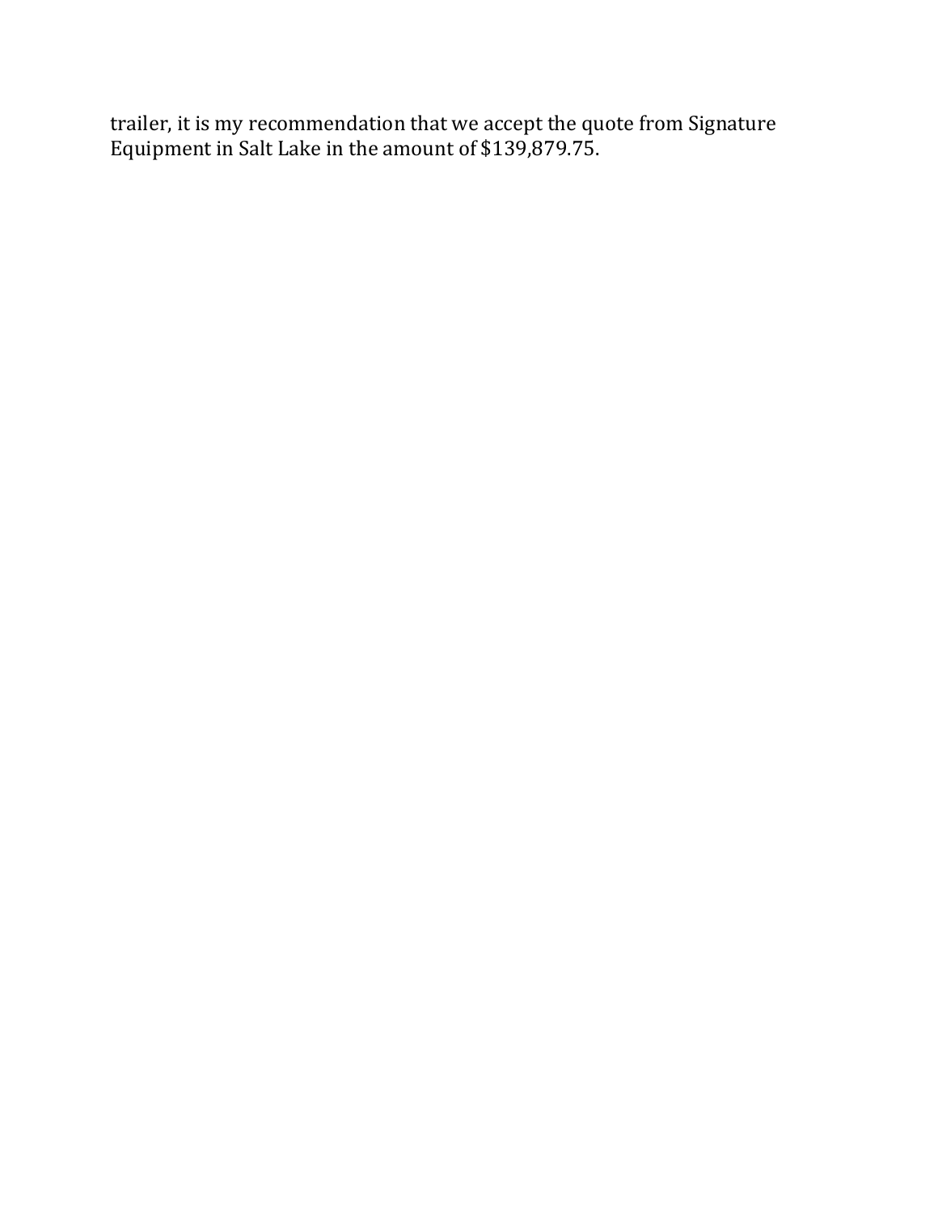trailer, it is my recommendation that we accept the quote from Signature Equipment in Salt Lake in the amount of $139,879.75.